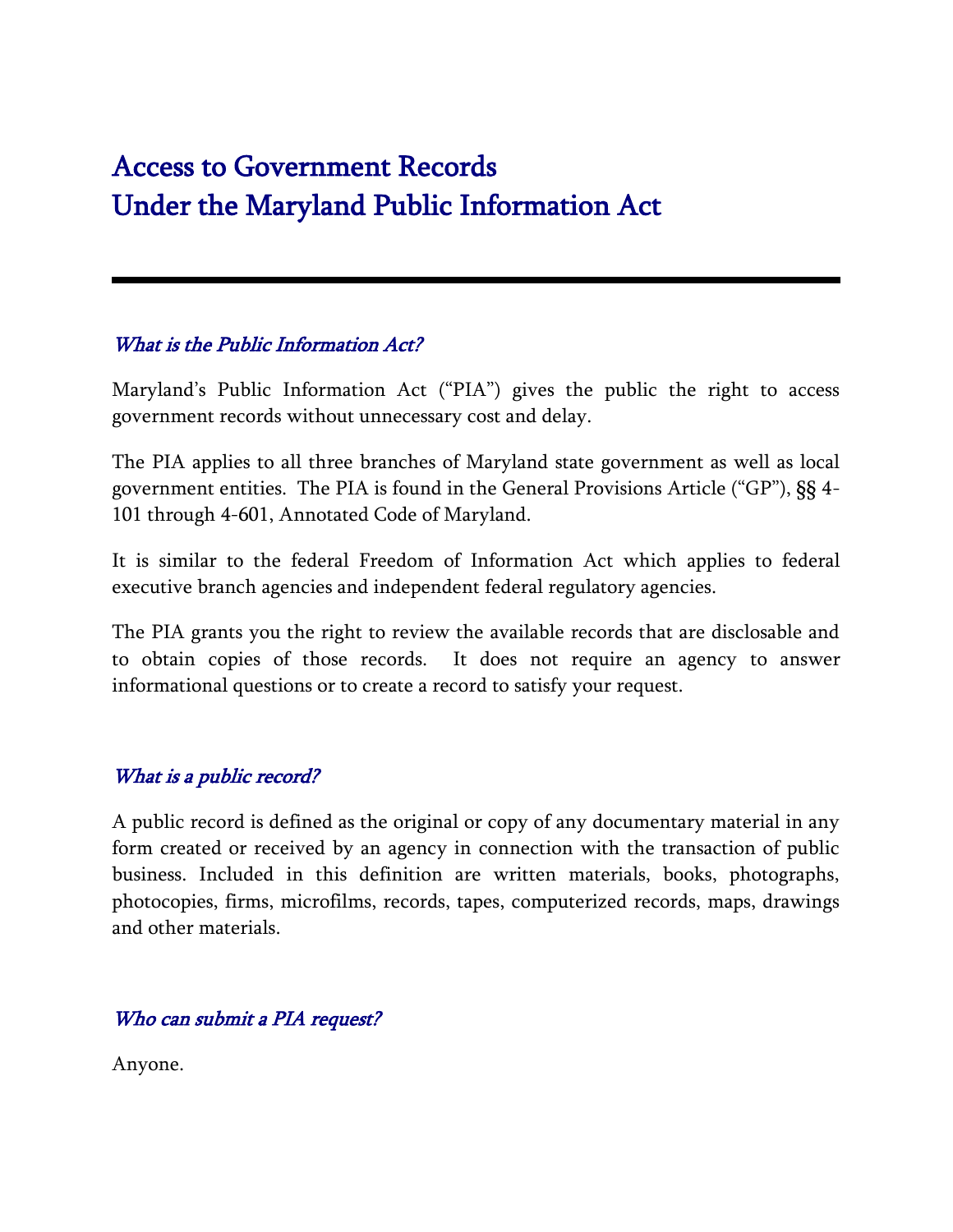# Access to Government Records Under the Maryland Public Information Act

---

### *What is the Public Information Act?*

Maryland's Public Information Act ("PIA") gives the public the right to access government records without unnecessary cost and delay.

The PIA applies to all three branches of Maryland state government as well as local government entities. The PIA is found in the General Provisions Article ("GP"), §§ 4-101 through 4-601, Annotated Code of Maryland.

It is similar to the federal Freedom of Information Act which applies to federal executive branch agencies and independent federal regulatory agencies.

The PIA grants you the right to review the available records that are disclosable and to obtain copies of those records. It does not require an agency to answer informational questions or to create a record to satisfy your request.

### *What is a public record?*

A public record is defined as the original or copy of any documentary material in any form created or received by an agency in connection with the transaction of public business. Included in this definition are written materials, books, photographs, photocopies, firms, microfilms, records, tapes, computerized records, maps, drawings and other materials.

### *Who can submit a PIA request?*

Anyone.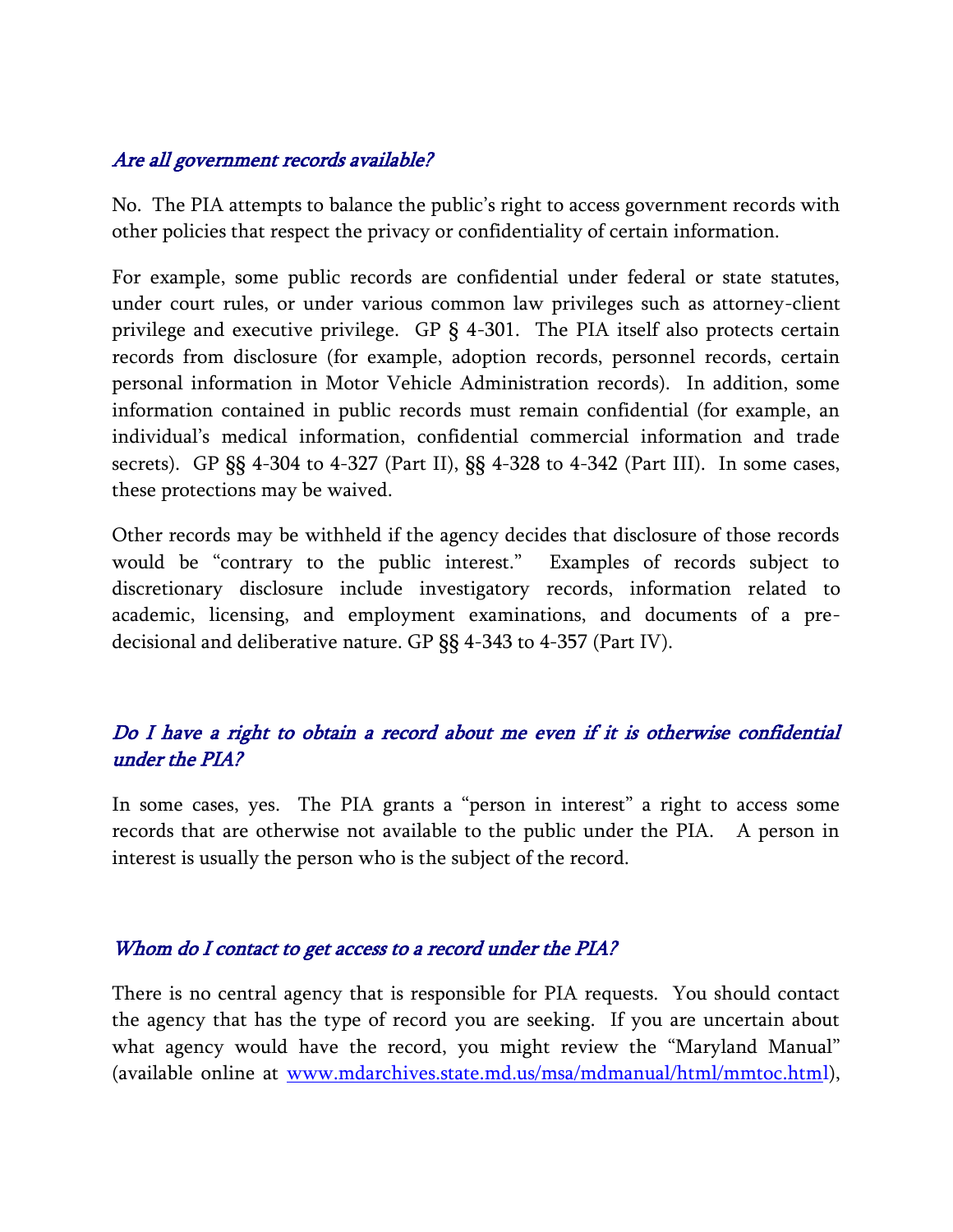### *Are all government records available?*

No. The PIA attempts to balance the public's right to access government records with other policies that respect the privacy or confidentiality of certain information.

For example, some public records are confidential under federal or state statutes, under court rules, or under various common law privileges such as attorney-client privilege and executive privilege. GP § 4-301. The PIA itself also protects certain records from disclosure (for example, adoption records, personnel records, certain personal information in Motor Vehicle Administration records). In addition, some information contained in public records must remain confidential (for example, an individual's medical information, confidential commercial information and trade secrets). GP §§ 4-304 to 4-327 (Part II), §§ 4-328 to 4-342 (Part III). In some cases, these protections may be waived.

Other records may be withheld if the agency decides that disclosure of those records would be "contrary to the public interest." Examples of records subject to discretionary disclosure include investigatory records, information related to academic, licensing, and employment examinations, and documents of a pre-decisional and deliberative nature. GP §§ 4-343 to 4-357 (Part IV).

### *Do I have a right to obtain a record about me even if it is otherwise confidential under the PIA?*

In some cases, yes. The PIA grants a "person in interest" a right to access some records that are otherwise not available to the public under the PIA. A person in interest is usually the person who is the subject of the record.

### *Whom do I contact to get access to a record under the PIA?*

There is no central agency that is responsible for PIA requests. You should contact the agency that has the type of record you are seeking. If you are uncertain about what agency would have the record, you might review the "Maryland Manual" (available online at [www.mdarchives.state.md.us/msa/mdmanual/html/mmtoc.html](www.mdarchives.state.md.us/msa/mdmanual/html/mmtoc.html)),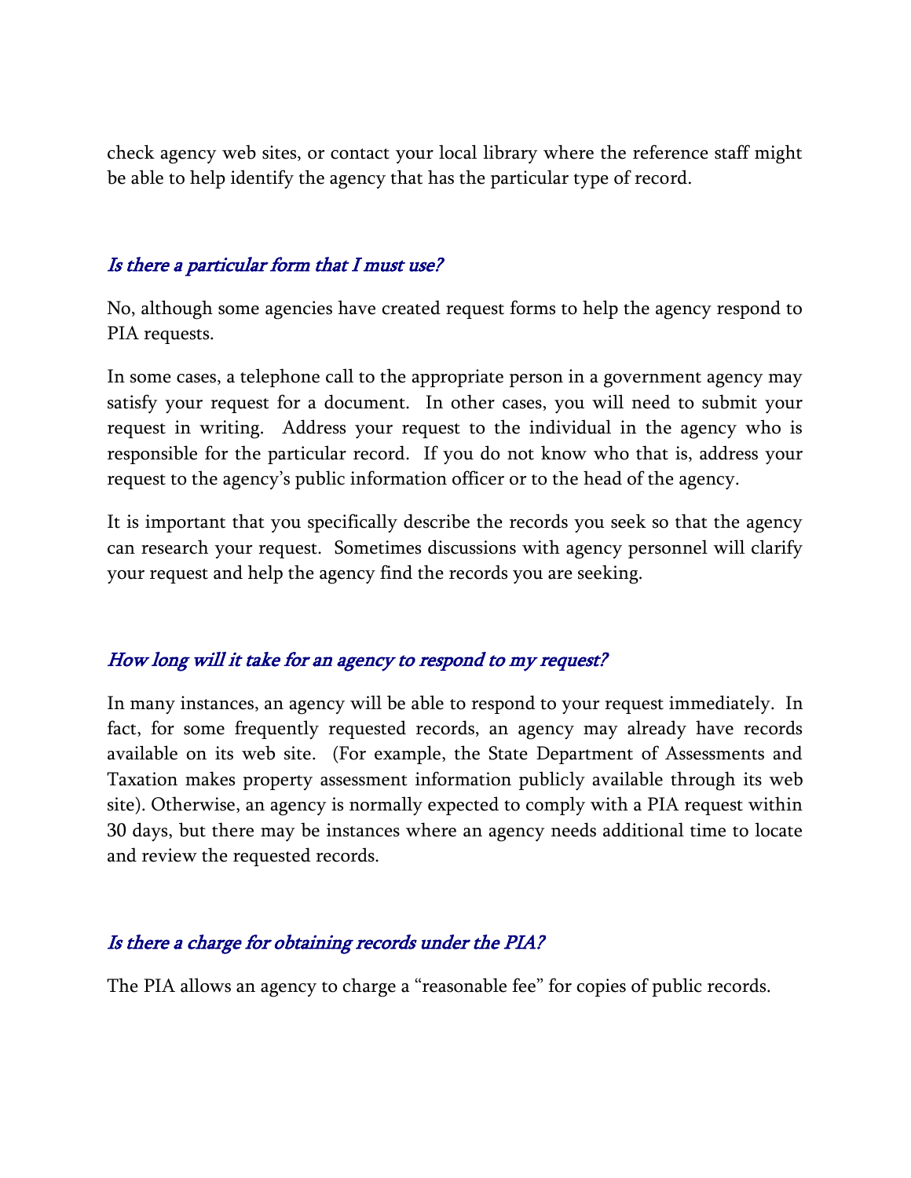check agency web sites, or contact your local library where the reference staff might be able to help identify the agency that has the particular type of record.

### *Is there a particular form that I must use?*

No, although some agencies have created request forms to help the agency respond to PIA requests.

In some cases, a telephone call to the appropriate person in a government agency may satisfy your request for a document. In other cases, you will need to submit your request in writing. Address your request to the individual in the agency who is responsible for the particular record. If you do not know who that is, address your request to the agency's public information officer or to the head of the agency.

It is important that you specifically describe the records you seek so that the agency can research your request. Sometimes discussions with agency personnel will clarify your request and help the agency find the records you are seeking.

### *How long will it take for an agency to respond to my request?*

In many instances, an agency will be able to respond to your request immediately. In fact, for some frequently requested records, an agency may already have records available on its web site. (For example, the State Department of Assessments and Taxation makes property assessment information publicly available through its web site). Otherwise, an agency is normally expected to comply with a PIA request within 30 days, but there may be instances where an agency needs additional time to locate and review the requested records.

### *Is there a charge for obtaining records under the PIA?*

The PIA allows an agency to charge a "reasonable fee" for copies of public records.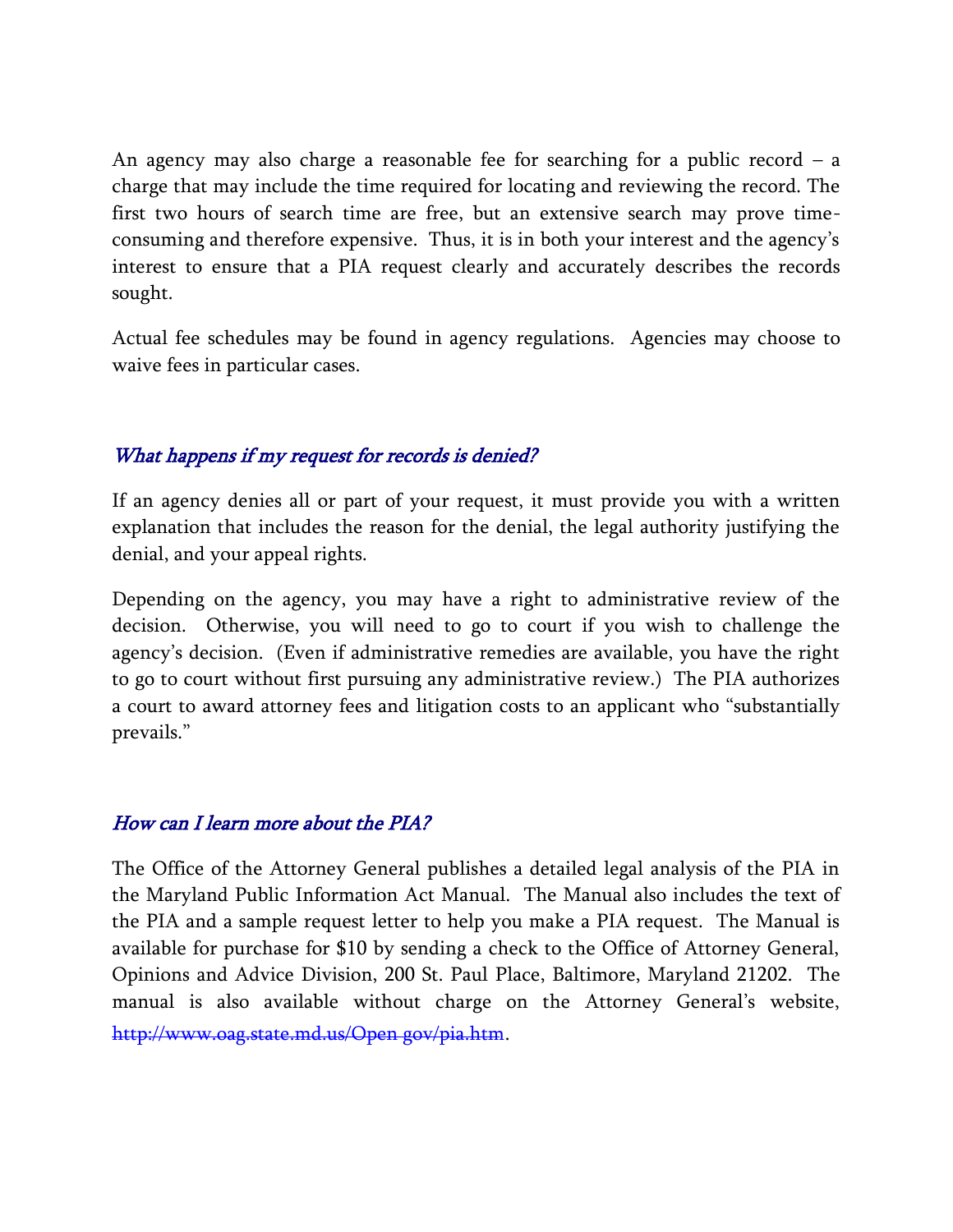An agency may also charge a reasonable fee for searching for a public record – a charge that may include the time required for locating and reviewing the record. The first two hours of search time are free, but an extensive search may prove time-consuming and therefore expensive. Thus, it is in both your interest and the agency's interest to ensure that a PIA request clearly and accurately describes the records sought.

Actual fee schedules may be found in agency regulations. Agencies may choose to waive fees in particular cases.

## *What happens if my request for records is denied?*

If an agency denies all or part of your request, it must provide you with a written explanation that includes the reason for the denial, the legal authority justifying the denial, and your appeal rights.

Depending on the agency, you may have a right to administrative review of the decision. Otherwise, you will need to go to court if you wish to challenge the agency's decision. (Even if administrative remedies are available, you have the right to go to court without first pursuing any administrative review.) The PIA authorizes a court to award attorney fees and litigation costs to an applicant who "substantially prevails."

## *How can I learn more about the PIA?*

The Office of the Attorney General publishes a detailed legal analysis of the PIA in the Maryland Public Information Act Manual. The Manual also includes the text of the PIA and a sample request letter to help you make a PIA request. The Manual is available for purchase for $10 by sending a check to the Office of Attorney General, Opinions and Advice Division, 200 St. Paul Place, Baltimore, Maryland 21202. The manual is also available without charge on the Attorney General's website, http://www.oag.state.md.us/Open gov/pia.htm.